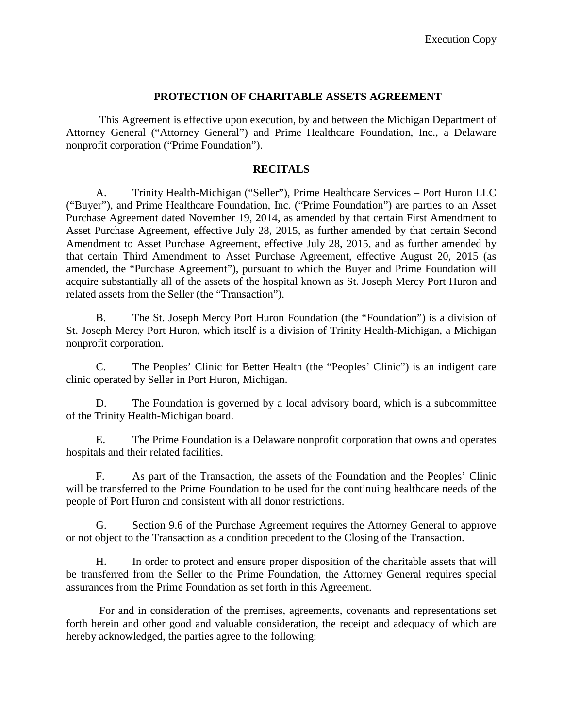Execution Copy

# PROTECTION OF CHARITABLE ASSETS AGREEMENT

This Agreement is effective upon execution, by and between the Michigan Department of Attorney General ("Attorney General") and Prime Healthcare Foundation, Inc., a Delaware nonprofit corporation ("Prime Foundation").

## RECITALS

A. Trinity Health-Michigan ("Seller"), Prime Healthcare Services – Port Huron LLC ("Buyer"), and Prime Healthcare Foundation, Inc. ("Prime Foundation") are parties to an Asset Purchase Agreement dated November 19, 2014, as amended by that certain First Amendment to Asset Purchase Agreement, effective July 28, 2015, as further amended by that certain Second Amendment to Asset Purchase Agreement, effective July 28, 2015, and as further amended by that certain Third Amendment to Asset Purchase Agreement, effective August 20, 2015 (as amended, the "Purchase Agreement"), pursuant to which the Buyer and Prime Foundation will acquire substantially all of the assets of the hospital known as St. Joseph Mercy Port Huron and related assets from the Seller (the "Transaction").

B. The St. Joseph Mercy Port Huron Foundation (the "Foundation") is a division of St. Joseph Mercy Port Huron, which itself is a division of Trinity Health-Michigan, a Michigan nonprofit corporation.

C. The Peoples' Clinic for Better Health (the "Peoples' Clinic") is an indigent care clinic operated by Seller in Port Huron, Michigan.

D. The Foundation is governed by a local advisory board, which is a subcommittee of the Trinity Health-Michigan board.

E. The Prime Foundation is a Delaware nonprofit corporation that owns and operates hospitals and their related facilities.

F. As part of the Transaction, the assets of the Foundation and the Peoples' Clinic will be transferred to the Prime Foundation to be used for the continuing healthcare needs of the people of Port Huron and consistent with all donor restrictions.

G. Section 9.6 of the Purchase Agreement requires the Attorney General to approve or not object to the Transaction as a condition precedent to the Closing of the Transaction.

H. In order to protect and ensure proper disposition of the charitable assets that will be transferred from the Seller to the Prime Foundation, the Attorney General requires special assurances from the Prime Foundation as set forth in this Agreement.

For and in consideration of the premises, agreements, covenants and representations set forth herein and other good and valuable consideration, the receipt and adequacy of which are hereby acknowledged, the parties agree to the following: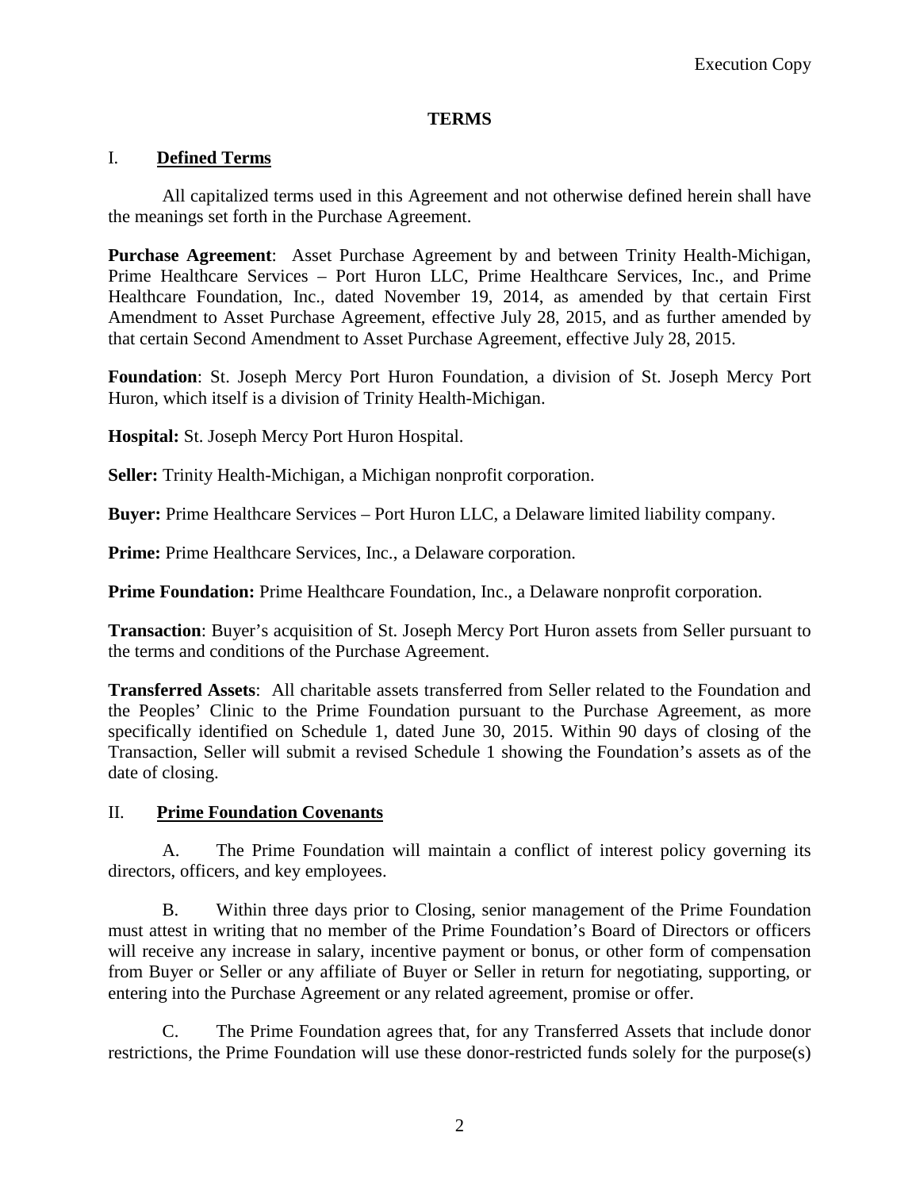Execution Copy

## TERMS

### I. Defined Terms

All capitalized terms used in this Agreement and not otherwise defined herein shall have the meanings set forth in the Purchase Agreement.

**Purchase Agreement**: Asset Purchase Agreement by and between Trinity Health-Michigan, Prime Healthcare Services – Port Huron LLC, Prime Healthcare Services, Inc., and Prime Healthcare Foundation, Inc., dated November 19, 2014, as amended by that certain First Amendment to Asset Purchase Agreement, effective July 28, 2015, and as further amended by that certain Second Amendment to Asset Purchase Agreement, effective July 28, 2015.

**Foundation**: St. Joseph Mercy Port Huron Foundation, a division of St. Joseph Mercy Port Huron, which itself is a division of Trinity Health-Michigan.

**Hospital:** St. Joseph Mercy Port Huron Hospital.

**Seller:** Trinity Health-Michigan, a Michigan nonprofit corporation.

**Buyer:** Prime Healthcare Services – Port Huron LLC, a Delaware limited liability company.

**Prime:** Prime Healthcare Services, Inc., a Delaware corporation.

**Prime Foundation:** Prime Healthcare Foundation, Inc., a Delaware nonprofit corporation.

**Transaction**: Buyer's acquisition of St. Joseph Mercy Port Huron assets from Seller pursuant to the terms and conditions of the Purchase Agreement.

**Transferred Assets**: All charitable assets transferred from Seller related to the Foundation and the Peoples' Clinic to the Prime Foundation pursuant to the Purchase Agreement, as more specifically identified on Schedule 1, dated June 30, 2015. Within 90 days of closing of the Transaction, Seller will submit a revised Schedule 1 showing the Foundation's assets as of the date of closing.

### II. Prime Foundation Covenants

A. The Prime Foundation will maintain a conflict of interest policy governing its directors, officers, and key employees.

B. Within three days prior to Closing, senior management of the Prime Foundation must attest in writing that no member of the Prime Foundation's Board of Directors or officers will receive any increase in salary, incentive payment or bonus, or other form of compensation from Buyer or Seller or any affiliate of Buyer or Seller in return for negotiating, supporting, or entering into the Purchase Agreement or any related agreement, promise or offer.

C. The Prime Foundation agrees that, for any Transferred Assets that include donor restrictions, the Prime Foundation will use these donor-restricted funds solely for the purpose(s)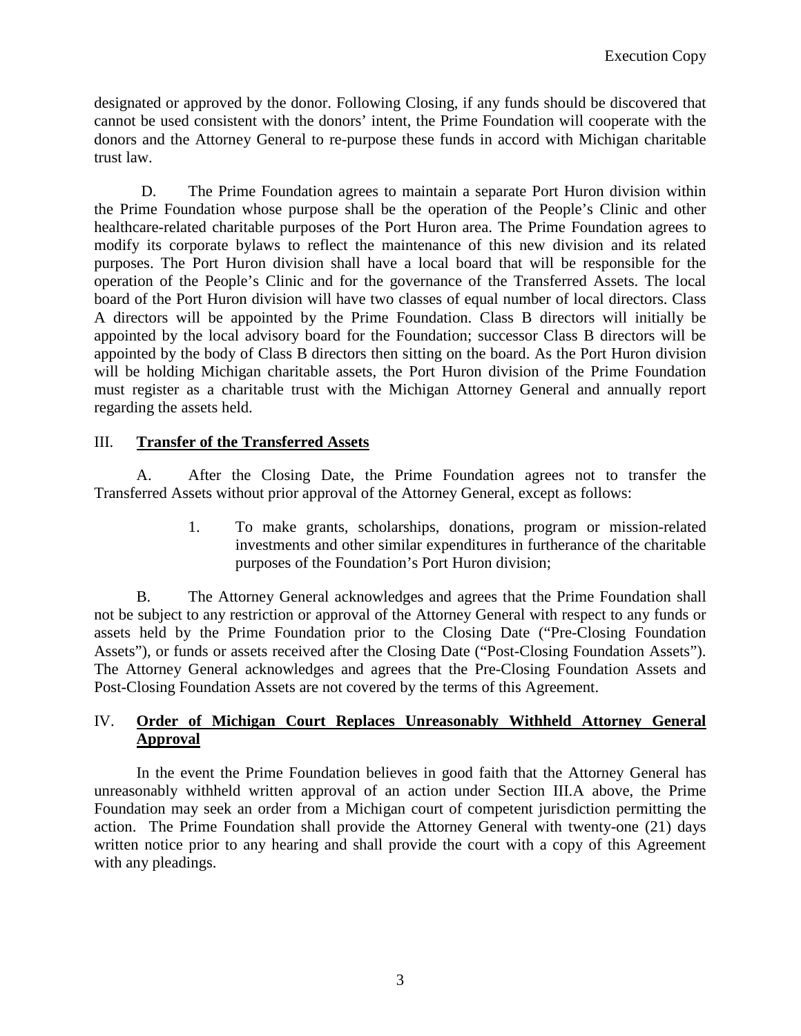designated or approved by the donor. Following Closing, if any funds should be discovered that cannot be used consistent with the donors' intent, the Prime Foundation will cooperate with the donors and the Attorney General to re-purpose these funds in accord with Michigan charitable trust law.

D. The Prime Foundation agrees to maintain a separate Port Huron division within the Prime Foundation whose purpose shall be the operation of the People's Clinic and other healthcare-related charitable purposes of the Port Huron area. The Prime Foundation agrees to modify its corporate bylaws to reflect the maintenance of this new division and its related purposes. The Port Huron division shall have a local board that will be responsible for the operation of the People's Clinic and for the governance of the Transferred Assets. The local board of the Port Huron division will have two classes of equal number of local directors. Class A directors will be appointed by the Prime Foundation. Class B directors will initially be appointed by the local advisory board for the Foundation; successor Class B directors will be appointed by the body of Class B directors then sitting on the board. As the Port Huron division will be holding Michigan charitable assets, the Port Huron division of the Prime Foundation must register as a charitable trust with the Michigan Attorney General and annually report regarding the assets held.

## III. **Transfer of the Transferred Assets**

A. After the Closing Date, the Prime Foundation agrees not to transfer the Transferred Assets without prior approval of the Attorney General, except as follows:

1. To make grants, scholarships, donations, program or mission-related investments and other similar expenditures in furtherance of the charitable purposes of the Foundation's Port Huron division;

B. The Attorney General acknowledges and agrees that the Prime Foundation shall not be subject to any restriction or approval of the Attorney General with respect to any funds or assets held by the Prime Foundation prior to the Closing Date ("Pre-Closing Foundation Assets"), or funds or assets received after the Closing Date ("Post-Closing Foundation Assets"). The Attorney General acknowledges and agrees that the Pre-Closing Foundation Assets and Post-Closing Foundation Assets are not covered by the terms of this Agreement.

## IV. **Order of Michigan Court Replaces Unreasonably Withheld Attorney General Approval**

In the event the Prime Foundation believes in good faith that the Attorney General has unreasonably withheld written approval of an action under Section III.A above, the Prime Foundation may seek an order from a Michigan court of competent jurisdiction permitting the action. The Prime Foundation shall provide the Attorney General with twenty-one (21) days written notice prior to any hearing and shall provide the court with a copy of this Agreement with any pleadings.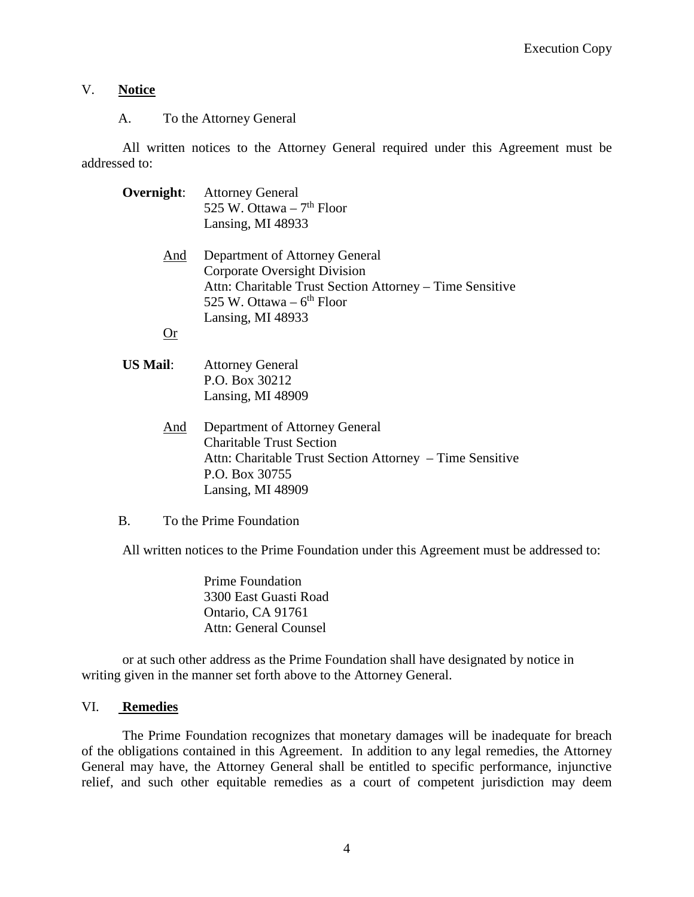## V. **Notice**

A. To the Attorney General

All written notices to the Attorney General required under this Agreement must be addressed to:

**Overnight**: Attorney General
525 W. Ottawa – 7th Floor
Lansing, MI 48933

And Department of Attorney General
Corporate Oversight Division
Attn: Charitable Trust Section Attorney – Time Sensitive
525 W. Ottawa – 6th Floor
Lansing, MI 48933

Or

**US Mail**: Attorney General
P.O. Box 30212
Lansing, MI 48909

And Department of Attorney General
Charitable Trust Section
Attn: Charitable Trust Section Attorney – Time Sensitive
P.O. Box 30755
Lansing, MI 48909

B. To the Prime Foundation

All written notices to the Prime Foundation under this Agreement must be addressed to:

Prime Foundation
3300 East Guasti Road
Ontario, CA 91761
Attn: General Counsel

or at such other address as the Prime Foundation shall have designated by notice in writing given in the manner set forth above to the Attorney General.

## VI. **Remedies**

The Prime Foundation recognizes that monetary damages will be inadequate for breach of the obligations contained in this Agreement. In addition to any legal remedies, the Attorney General may have, the Attorney General shall be entitled to specific performance, injunctive relief, and such other equitable remedies as a court of competent jurisdiction may deem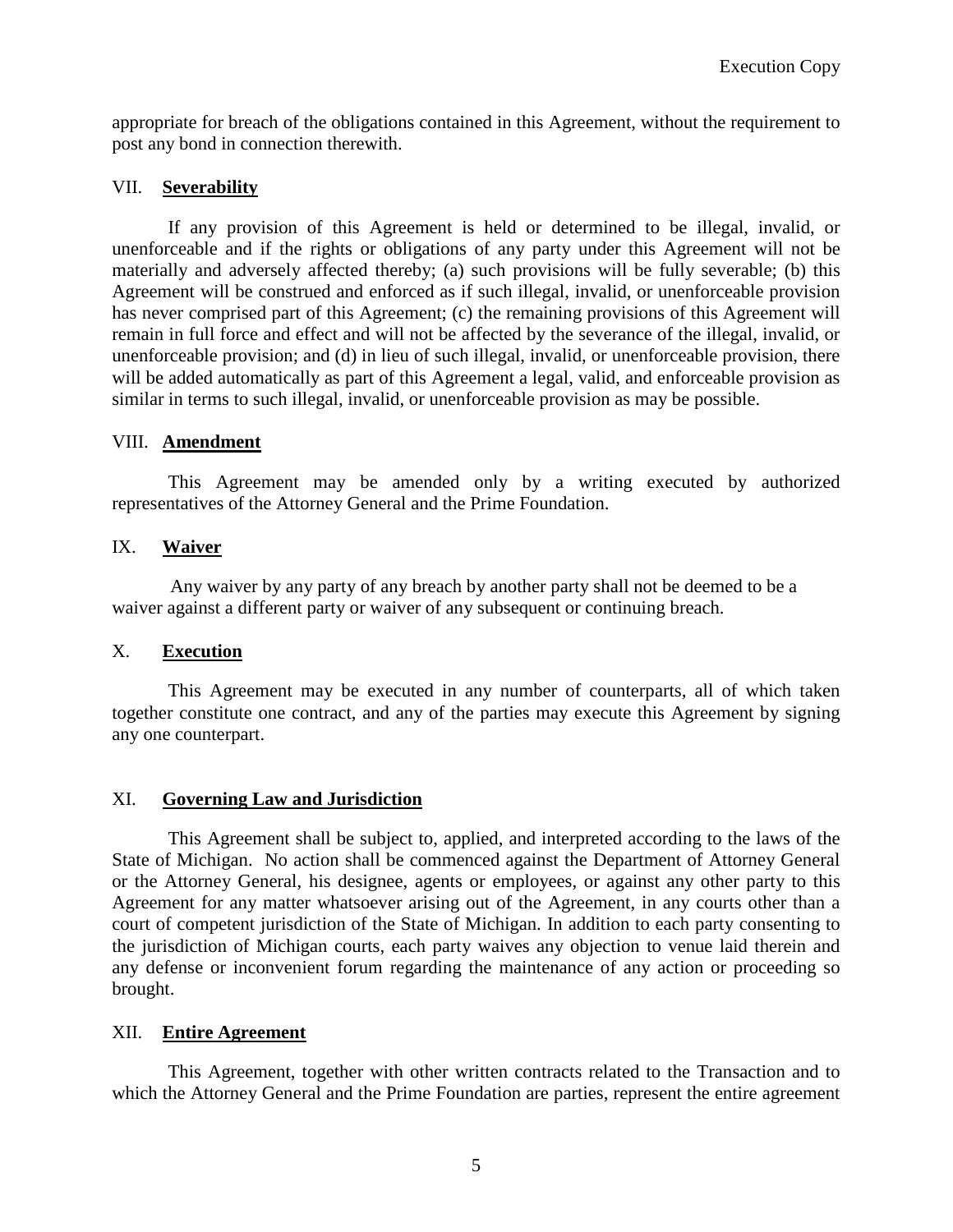appropriate for breach of the obligations contained in this Agreement, without the requirement to post any bond in connection therewith.

## VII. **Severability**

If any provision of this Agreement is held or determined to be illegal, invalid, or unenforceable and if the rights or obligations of any party under this Agreement will not be materially and adversely affected thereby; (a) such provisions will be fully severable; (b) this Agreement will be construed and enforced as if such illegal, invalid, or unenforceable provision has never comprised part of this Agreement; (c) the remaining provisions of this Agreement will remain in full force and effect and will not be affected by the severance of the illegal, invalid, or unenforceable provision; and (d) in lieu of such illegal, invalid, or unenforceable provision, there will be added automatically as part of this Agreement a legal, valid, and enforceable provision as similar in terms to such illegal, invalid, or unenforceable provision as may be possible.

## VIII. **Amendment**

This Agreement may be amended only by a writing executed by authorized representatives of the Attorney General and the Prime Foundation.

## IX. **Waiver**

Any waiver by any party of any breach by another party shall not be deemed to be a waiver against a different party or waiver of any subsequent or continuing breach.

## X. **Execution**

This Agreement may be executed in any number of counterparts, all of which taken together constitute one contract, and any of the parties may execute this Agreement by signing any one counterpart.

## XI. **Governing Law and Jurisdiction**

This Agreement shall be subject to, applied, and interpreted according to the laws of the State of Michigan. No action shall be commenced against the Department of Attorney General or the Attorney General, his designee, agents or employees, or against any other party to this Agreement for any matter whatsoever arising out of the Agreement, in any courts other than a court of competent jurisdiction of the State of Michigan. In addition to each party consenting to the jurisdiction of Michigan courts, each party waives any objection to venue laid therein and any defense or inconvenient forum regarding the maintenance of any action or proceeding so brought.

## XII. **Entire Agreement**

This Agreement, together with other written contracts related to the Transaction and to which the Attorney General and the Prime Foundation are parties, represent the entire agreement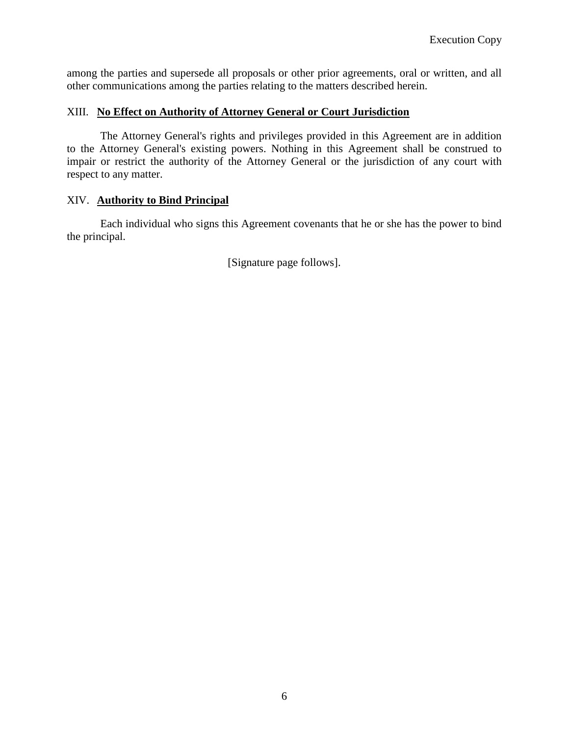among the parties and supersede all proposals or other prior agreements, oral or written, and all other communications among the parties relating to the matters described herein.

## XIII. **No Effect on Authority of Attorney General or Court Jurisdiction**

The Attorney General's rights and privileges provided in this Agreement are in addition to the Attorney General's existing powers. Nothing in this Agreement shall be construed to impair or restrict the authority of the Attorney General or the jurisdiction of any court with respect to any matter.

## XIV. **Authority to Bind Principal**

Each individual who signs this Agreement covenants that he or she has the power to bind the principal.

[Signature page follows].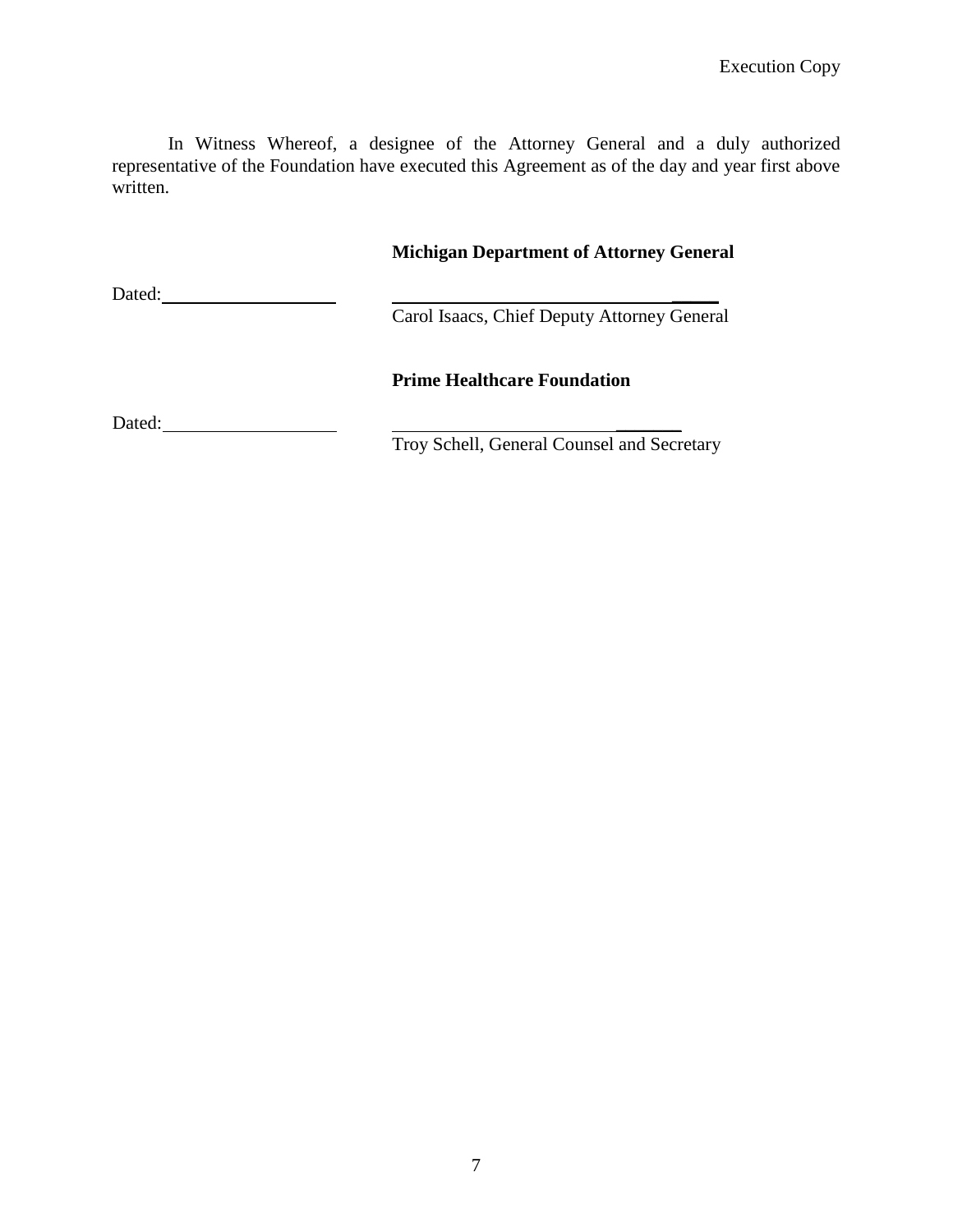In Witness Whereof, a designee of the Attorney General and a duly authorized representative of the Foundation have executed this Agreement as of the day and year first above written.

**Michigan Department of Attorney General**

Dated:____________________ ________________________________

Carol Isaacs, Chief Deputy Attorney General

**Prime Healthcare Foundation**

Dated:____________________ ________________________________

Troy Schell, General Counsel and Secretary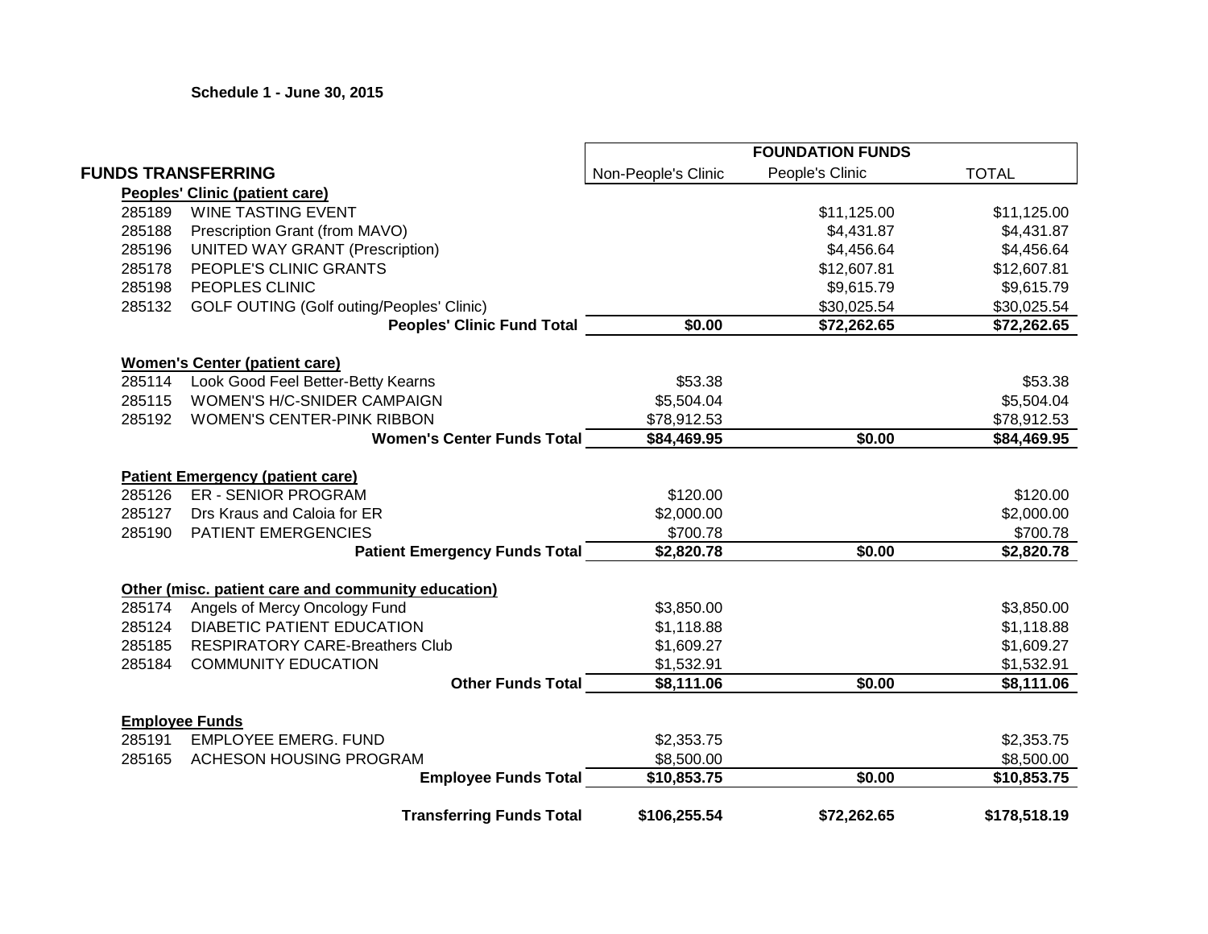**Schedule 1 - June 30, 2015**

| FUNDS TRANSFERRING | | FOUNDATION FUNDS | | |
|---|---|---|---|---|
| | | Non-People's Clinic | People's Clinic | TOTAL |
| **Peoples' Clinic (patient care)** | | | | |
| 285189 | WINE TASTING EVENT | | $11,125.00 | $11,125.00 |
| 285188 | Prescription Grant (from MAVO) | | $4,431.87 | $4,431.87 |
| 285196 | UNITED WAY GRANT (Prescription) | | $4,456.64 | $4,456.64 |
| 285178 | PEOPLE'S CLINIC GRANTS | | $12,607.81 | $12,607.81 |
| 285198 | PEOPLES CLINIC | | $9,615.79 | $9,615.79 |
| 285132 | GOLF OUTING (Golf outing/Peoples' Clinic) | | $30,025.54 | $30,025.54 |
| | **Peoples' Clinic Fund Total** | **$0.00** | **$72,262.65** | **$72,262.65** |
| **Women's Center (patient care)** | | | | |
| 285114 | Look Good Feel Better-Betty Kearns | $53.38 | | $53.38 |
| 285115 | WOMEN'S H/C-SNIDER CAMPAIGN | $5,504.04 | | $5,504.04 |
| 285192 | WOMEN'S CENTER-PINK RIBBON | $78,912.53 | | $78,912.53 |
| | **Women's Center Funds Total** | **$84,469.95** | **$0.00** | **$84,469.95** |
| **Patient Emergency (patient care)** | | | | |
| 285126 | ER - SENIOR PROGRAM | $120.00 | | $120.00 |
| 285127 | Drs Kraus and Caloia for ER | $2,000.00 | | $2,000.00 |
| 285190 | PATIENT EMERGENCIES | $700.78 | | $700.78 |
| | **Patient Emergency Funds Total** | **$2,820.78** | **$0.00** | **$2,820.78** |
| **Other (misc. patient care and community education)** | | | | |
| 285174 | Angels of Mercy Oncology Fund | $3,850.00 | | $3,850.00 |
| 285124 | DIABETIC PATIENT EDUCATION | $1,118.88 | | $1,118.88 |
| 285185 | RESPIRATORY CARE-Breathers Club | $1,609.27 | | $1,609.27 |
| 285184 | COMMUNITY EDUCATION | $1,532.91 | | $1,532.91 |
| | **Other Funds Total** | **$8,111.06** | **$0.00** | **$8,111.06** |
| **Employee Funds** | | | | |
| 285191 | EMPLOYEE EMERG. FUND | $2,353.75 | | $2,353.75 |
| 285165 | ACHESON HOUSING PROGRAM | $8,500.00 | | $8,500.00 |
| | **Employee Funds Total** | **$10,853.75** | **$0.00** | **$10,853.75** |
| | **Transferring Funds Total** | **$106,255.54** | **$72,262.65** | **$178,518.19** |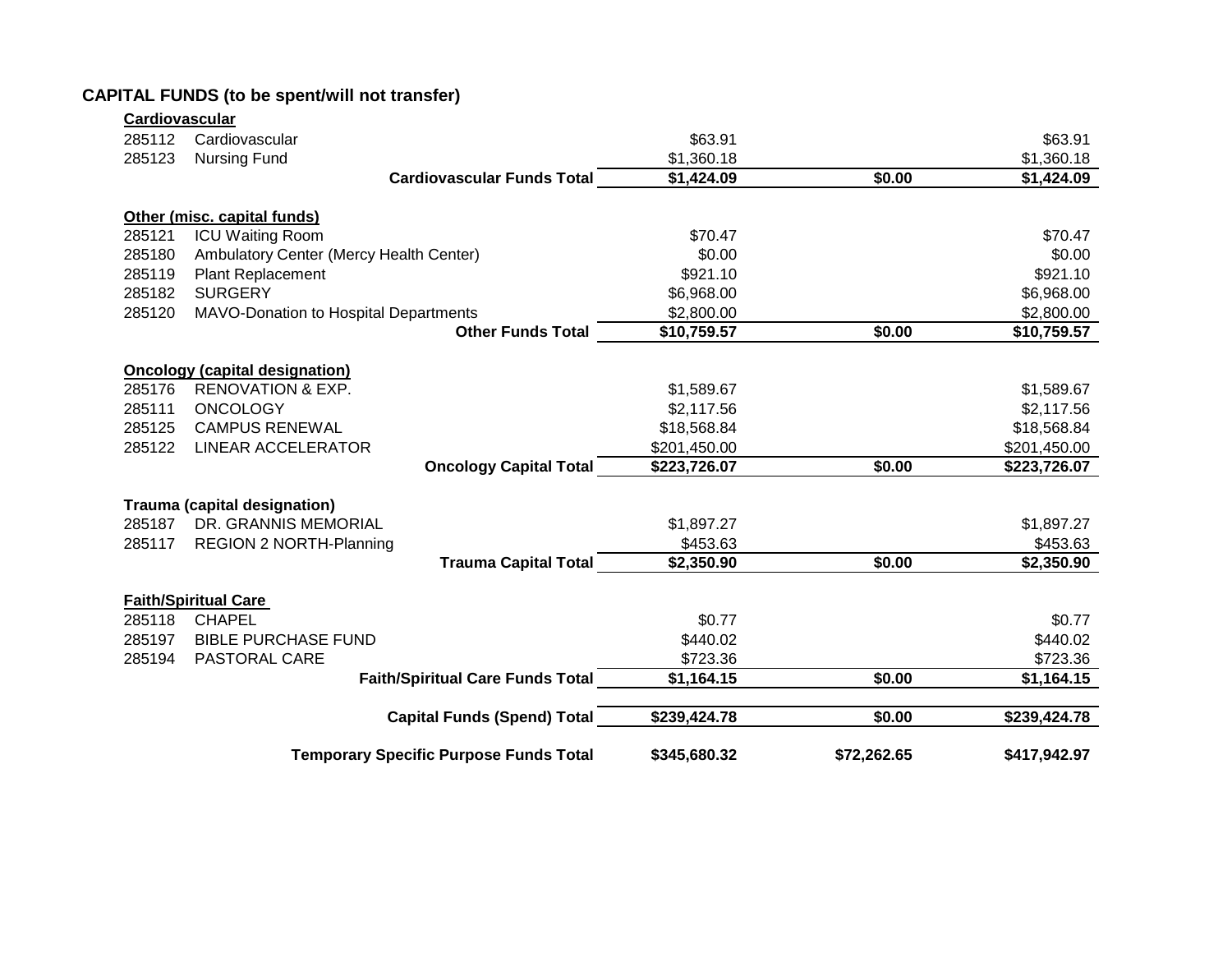## CAPITAL FUNDS (to be spent/will not transfer)

| | | | | |
|---|---|---|---|---|
| **Cardiovascular** | | | | |
| 285112 | Cardiovascular | $63.91 | | $63.91 |
| 285123 | Nursing Fund | $1,360.18 | | $1,360.18 |
| | **Cardiovascular Funds Total** | **$1,424.09** | **$0.00** | **$1,424.09** |
| **Other (misc. capital funds)** | | | | |
| 285121 | ICU Waiting Room | $70.47 | | $70.47 |
| 285180 | Ambulatory Center (Mercy Health Center) | $0.00 | | $0.00 |
| 285119 | Plant Replacement | $921.10 | | $921.10 |
| 285182 | SURGERY | $6,968.00 | | $6,968.00 |
| 285120 | MAVO-Donation to Hospital Departments | $2,800.00 | | $2,800.00 |
| | **Other Funds Total** | **$10,759.57** | **$0.00** | **$10,759.57** |
| **Oncology (capital designation)** | | | | |
| 285176 | RENOVATION & EXP. | $1,589.67 | | $1,589.67 |
| 285111 | ONCOLOGY | $2,117.56 | | $2,117.56 |
| 285125 | CAMPUS RENEWAL | $18,568.84 | | $18,568.84 |
| 285122 | LINEAR ACCELERATOR | $201,450.00 | | $201,450.00 |
| | **Oncology Capital Total** | **$223,726.07** | **$0.00** | **$223,726.07** |
| **Trauma (capital designation)** | | | | |
| 285187 | DR. GRANNIS MEMORIAL | $1,897.27 | | $1,897.27 |
| 285117 | REGION 2 NORTH-Planning | $453.63 | | $453.63 |
| | **Trauma Capital Total** | **$2,350.90** | **$0.00** | **$2,350.90** |
| **Faith/Spiritual Care** | | | | |
| 285118 | CHAPEL | $0.77 | | $0.77 |
| 285197 | BIBLE PURCHASE FUND | $440.02 | | $440.02 |
| 285194 | PASTORAL CARE | $723.36 | | $723.36 |
| | **Faith/Spiritual Care Funds Total** | **$1,164.15** | **$0.00** | **$1,164.15** |
| | **Capital Funds (Spend) Total** | **$239,424.78** | **$0.00** | **$239,424.78** |
| | **Temporary Specific Purpose Funds Total** | **$345,680.32** | **$72,262.65** | **$417,942.97** |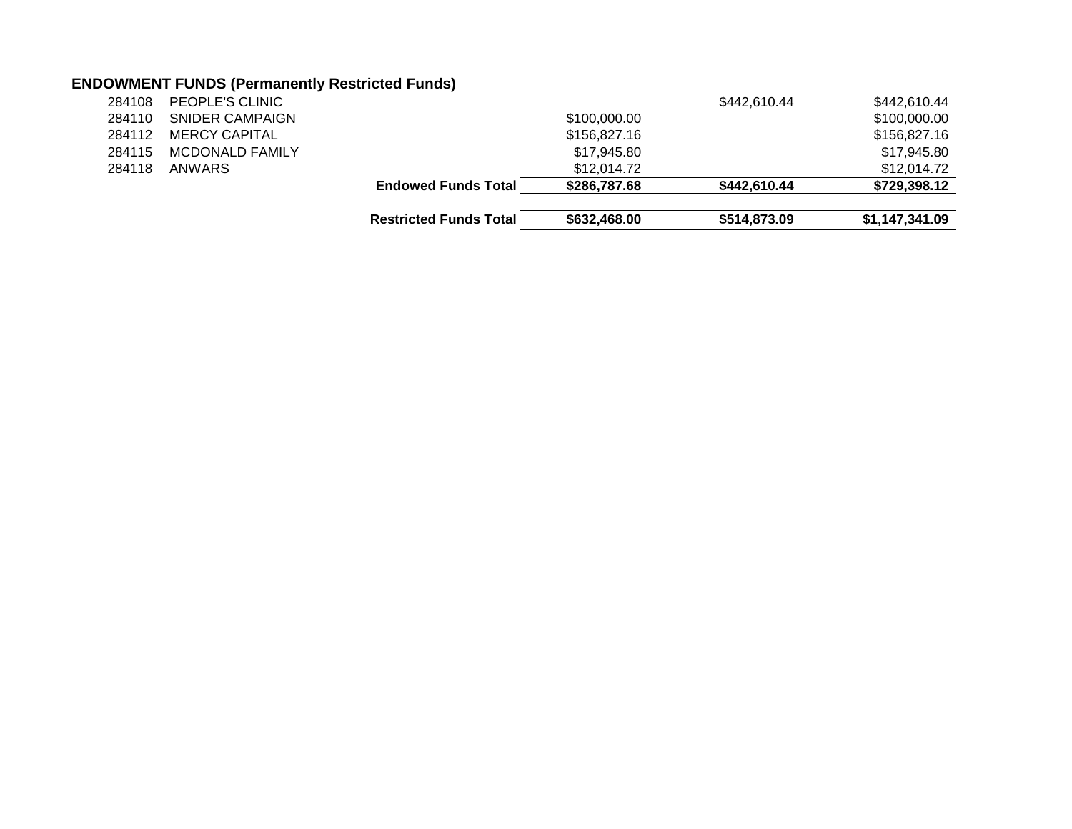**ENDOWMENT FUNDS (Permanently Restricted Funds)**

| | | | | | |
|---|---|---|---|---|---|
| 284108 | PEOPLE'S CLINIC | | | $442,610.44 | $442,610.44 |
| 284110 | SNIDER CAMPAIGN | | $100,000.00 | | $100,000.00 |
| 284112 | MERCY CAPITAL | | $156,827.16 | | $156,827.16 |
| 284115 | MCDONALD FAMILY | | $17,945.80 | | $17,945.80 |
| 284118 | ANWARS | | $12,014.72 | | $12,014.72 |
| | | **Endowed Funds Total** | **$286,787.68** | **$442,610.44** | **$729,398.12** |
| | | **Restricted Funds Total** | **$632,468.00** | **$514,873.09** | **$1,147,341.09** |